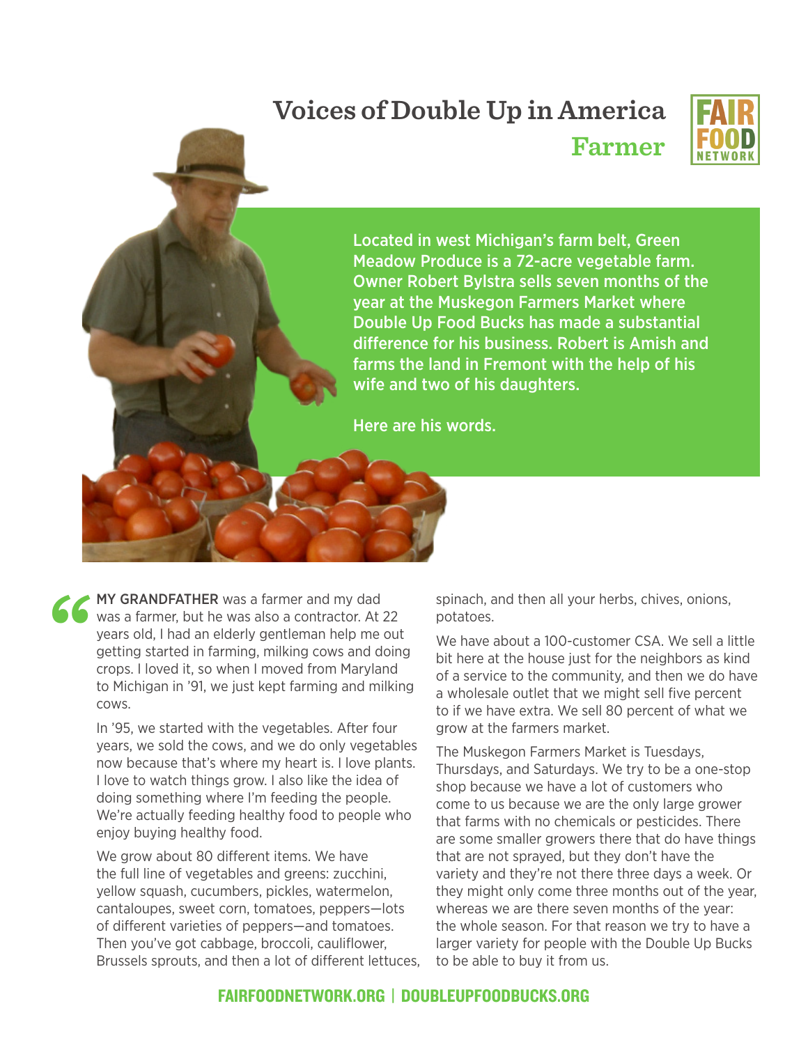# Voices of Double Up in America

## Farmer

FAIR FOOD NETWORK

**Located in west Michigan's farm belt, Green Meadow Produce is a 72-acre vegetable farm. Owner Robert Bylstra sells seven months of the year at the Muskegon Farmers Market where Double Up Food Bucks has made a substantial difference for his business. Robert is Amish and farms the land in Fremont with the help of his wife and two of his daughters.**

**Here are his words.**

"MY GRANDFATHER was a farmer and my dad was a farmer, but he was also a contractor. At 22 years old, I had an elderly gentleman help me out getting started in farming, milking cows and doing crops. I loved it, so when I moved from Maryland to Michigan in '91, we just kept farming and milking cows.

In '95, we started with the vegetables. After four years, we sold the cows, and we do only vegetables now because that's where my heart is. I love plants. I love to watch things grow. I also like the idea of doing something where I'm feeding the people. We're actually feeding healthy food to people who enjoy buying healthy food.

We grow about 80 different items. We have the full line of vegetables and greens: zucchini, yellow squash, cucumbers, pickles, watermelon, cantaloupes, sweet corn, tomatoes, peppers—lots of different varieties of peppers—and tomatoes. Then you've got cabbage, broccoli, cauliflower, Brussels sprouts, and then a lot of different lettuces, spinach, and then all your herbs, chives, onions, potatoes.

We have about a 100-customer CSA. We sell a little bit here at the house just for the neighbors as kind of a service to the community, and then we do have a wholesale outlet that we might sell five percent to if we have extra. We sell 80 percent of what we grow at the farmers market.

The Muskegon Farmers Market is Tuesdays, Thursdays, and Saturdays. We try to be a one-stop shop because we have a lot of customers who come to us because we are the only large grower that farms with no chemicals or pesticides. There are some smaller growers there that do have things that are not sprayed, but they don't have the variety and they're not there three days a week. Or they might only come three months out of the year, whereas we are there seven months of the year: the whole season. For that reason we try to have a larger variety for people with the Double Up Bucks to be able to buy it from us.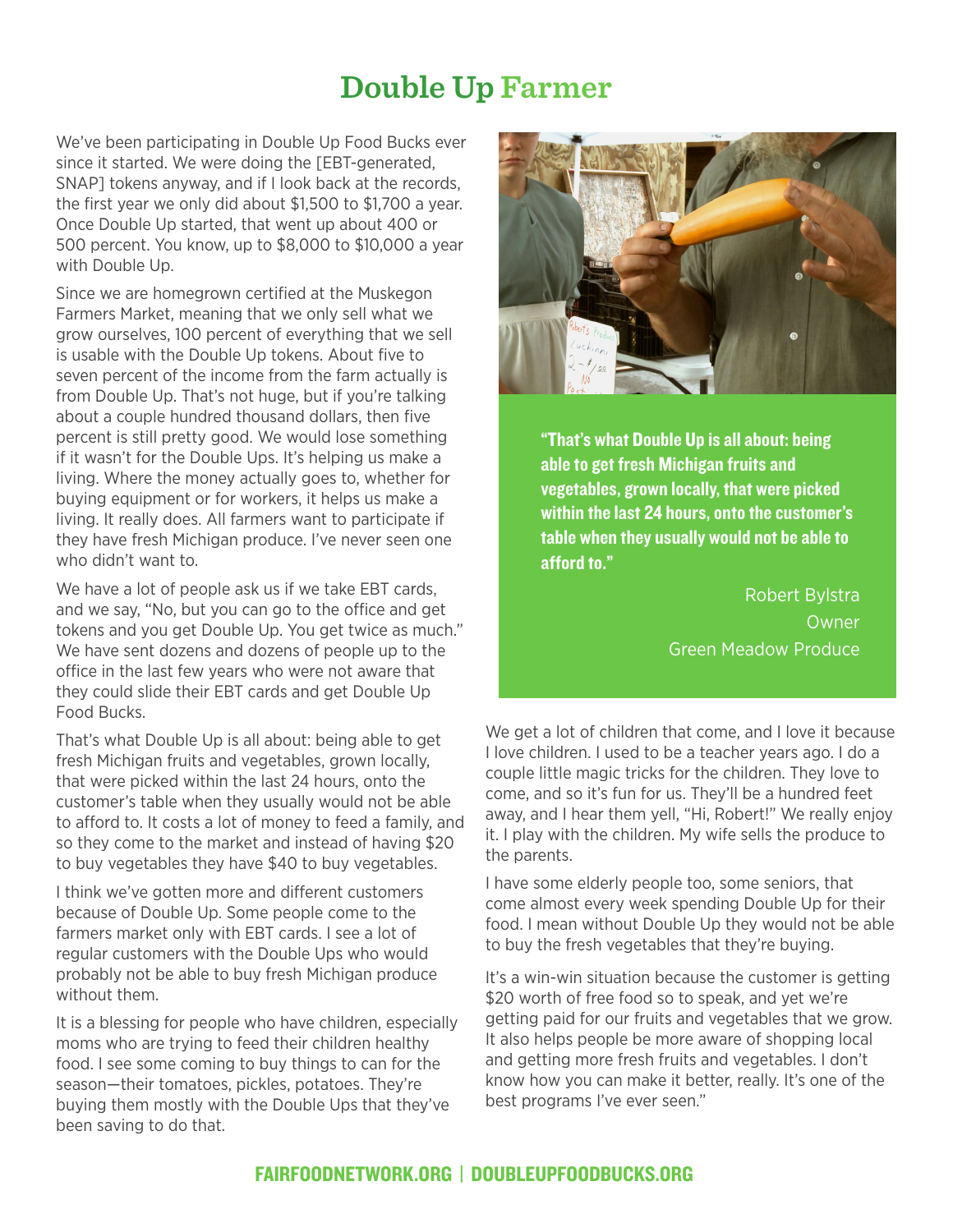# Double Up Farmer

We've been participating in Double Up Food Bucks ever since it started. We were doing the [EBT-generated, SNAP] tokens anyway, and if I look back at the records, the first year we only did about $1,500 to $1,700 a year. Once Double Up started, that went up about 400 or 500 percent. You know, up to $8,000 to $10,000 a year with Double Up.

Since we are homegrown certified at the Muskegon Farmers Market, meaning that we only sell what we grow ourselves, 100 percent of everything that we sell is usable with the Double Up tokens. About five to seven percent of the income from the farm actually is from Double Up. That's not huge, but if you're talking about a couple hundred thousand dollars, then five percent is still pretty good. We would lose something if it wasn't for the Double Ups. It's helping us make a living. Where the money actually goes to, whether for buying equipment or for workers, it helps us make a living. It really does. All farmers want to participate if they have fresh Michigan produce. I've never seen one who didn't want to.

We have a lot of people ask us if we take EBT cards, and we say, "No, but you can go to the office and get tokens and you get Double Up. You get twice as much." We have sent dozens and dozens of people up to the office in the last few years who were not aware that they could slide their EBT cards and get Double Up Food Bucks.

That's what Double Up is all about: being able to get fresh Michigan fruits and vegetables, grown locally, that were picked within the last 24 hours, onto the customer's table when they usually would not be able to afford to. It costs a lot of money to feed a family, and so they come to the market and instead of having $20 to buy vegetables they have $40 to buy vegetables.

I think we've gotten more and different customers because of Double Up. Some people come to the farmers market only with EBT cards. I see a lot of regular customers with the Double Ups who would probably not be able to buy fresh Michigan produce without them.

It is a blessing for people who have children, especially moms who are trying to feed their children healthy food. I see some coming to buy things to can for the season—their tomatoes, pickles, potatoes. They're buying them mostly with the Double Ups that they've been saving to do that.

**"That's what Double Up is all about: being able to get fresh Michigan fruits and vegetables, grown locally, that were picked within the last 24 hours, onto the customer's table when they usually would not be able to afford to."**

Robert Bylstra
Owner
Green Meadow Produce

We get a lot of children that come, and I love it because I love children. I used to be a teacher years ago. I do a couple little magic tricks for the children. They love to come, and so it's fun for us. They'll be a hundred feet away, and I hear them yell, "Hi, Robert!" We really enjoy it. I play with the children. My wife sells the produce to the parents.

I have some elderly people too, some seniors, that come almost every week spending Double Up for their food. I mean without Double Up they would not be able to buy the fresh vegetables that they're buying.

It's a win-win situation because the customer is getting $20 worth of free food so to speak, and yet we're getting paid for our fruits and vegetables that we grow. It also helps people be more aware of shopping local and getting more fresh fruits and vegetables. I don't know how you can make it better, really. It's one of the best programs I've ever seen."

FAIRFOODNETWORK.ORG | DOUBLEUPFOODBUCKS.ORG